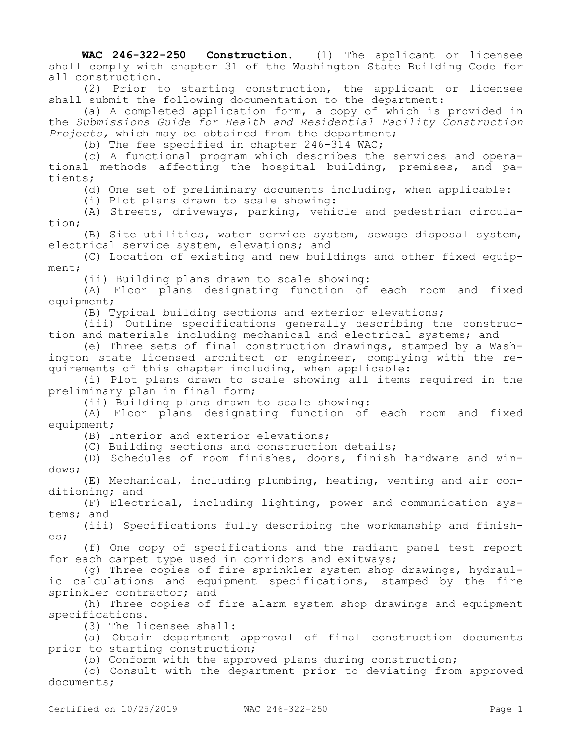**WAC 246-322-250 Construction.** (1) The applicant or licensee shall comply with chapter 31 of the Washington State Building Code for all construction.

(2) Prior to starting construction, the applicant or licensee shall submit the following documentation to the department:

(a) A completed application form, a copy of which is provided in the *Submissions Guide for Health and Residential Facility Construction Projects,* which may be obtained from the department;

(b) The fee specified in chapter 246-314 WAC;

(c) A functional program which describes the services and operational methods affecting the hospital building, premises, and patients;

(d) One set of preliminary documents including, when applicable:

(i) Plot plans drawn to scale showing:

(A) Streets, driveways, parking, vehicle and pedestrian circulation;

(B) Site utilities, water service system, sewage disposal system, electrical service system, elevations; and

(C) Location of existing and new buildings and other fixed equipment;

(ii) Building plans drawn to scale showing:

(A) Floor plans designating function of each room and fixed equipment;

(B) Typical building sections and exterior elevations;

(iii) Outline specifications generally describing the construction and materials including mechanical and electrical systems; and

(e) Three sets of final construction drawings, stamped by a Washington state licensed architect or engineer, complying with the requirements of this chapter including, when applicable:

(i) Plot plans drawn to scale showing all items required in the preliminary plan in final form;

(ii) Building plans drawn to scale showing:

(A) Floor plans designating function of each room and fixed equipment;

(B) Interior and exterior elevations;

(C) Building sections and construction details;

(D) Schedules of room finishes, doors, finish hardware and windows;

(E) Mechanical, including plumbing, heating, venting and air conditioning; and

(F) Electrical, including lighting, power and communication systems; and

(iii) Specifications fully describing the workmanship and finishes;

(f) One copy of specifications and the radiant panel test report for each carpet type used in corridors and exitways;

(g) Three copies of fire sprinkler system shop drawings, hydraulic calculations and equipment specifications, stamped by the fire sprinkler contractor; and

(h) Three copies of fire alarm system shop drawings and equipment specifications.

(3) The licensee shall:

(a) Obtain department approval of final construction documents prior to starting construction;

(b) Conform with the approved plans during construction;

(c) Consult with the department prior to deviating from approved documents;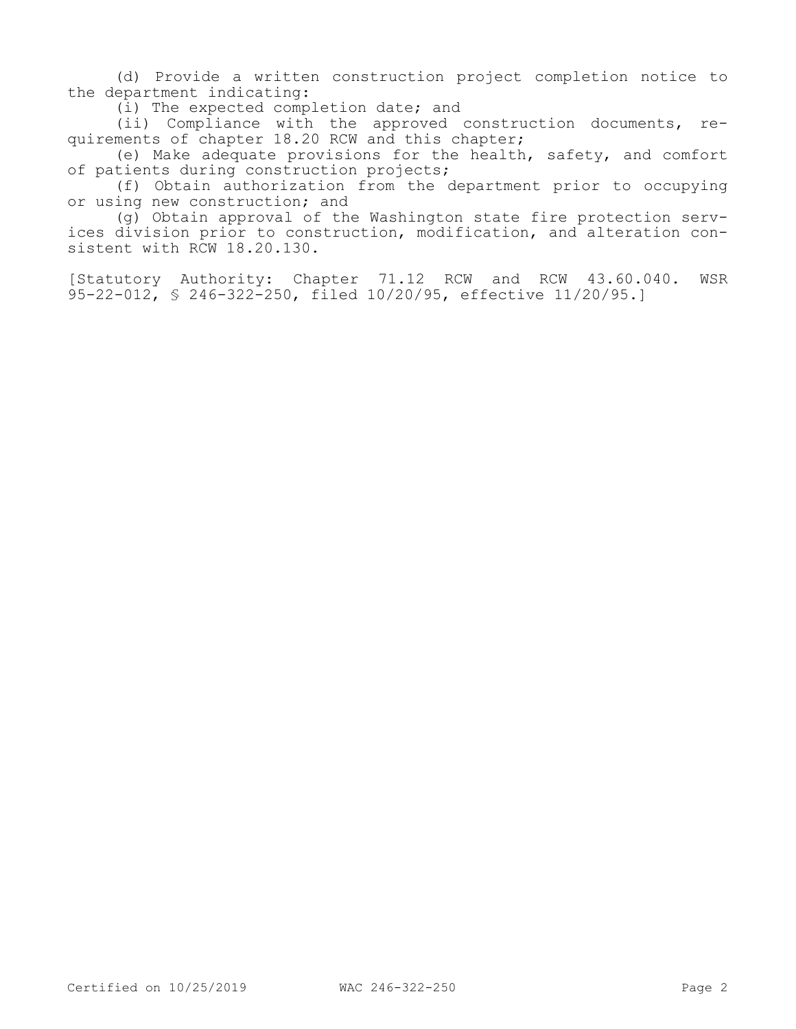(d) Provide a written construction project completion notice to the department indicating:

(i) The expected completion date; and

(ii) Compliance with the approved construction documents, requirements of chapter 18.20 RCW and this chapter;

(e) Make adequate provisions for the health, safety, and comfort of patients during construction projects;

(f) Obtain authorization from the department prior to occupying or using new construction; and

(g) Obtain approval of the Washington state fire protection services division prior to construction, modification, and alteration consistent with RCW 18.20.130.

[Statutory Authority: Chapter 71.12 RCW and RCW 43.60.040. WSR 95-22-012, § 246-322-250, filed 10/20/95, effective 11/20/95.]